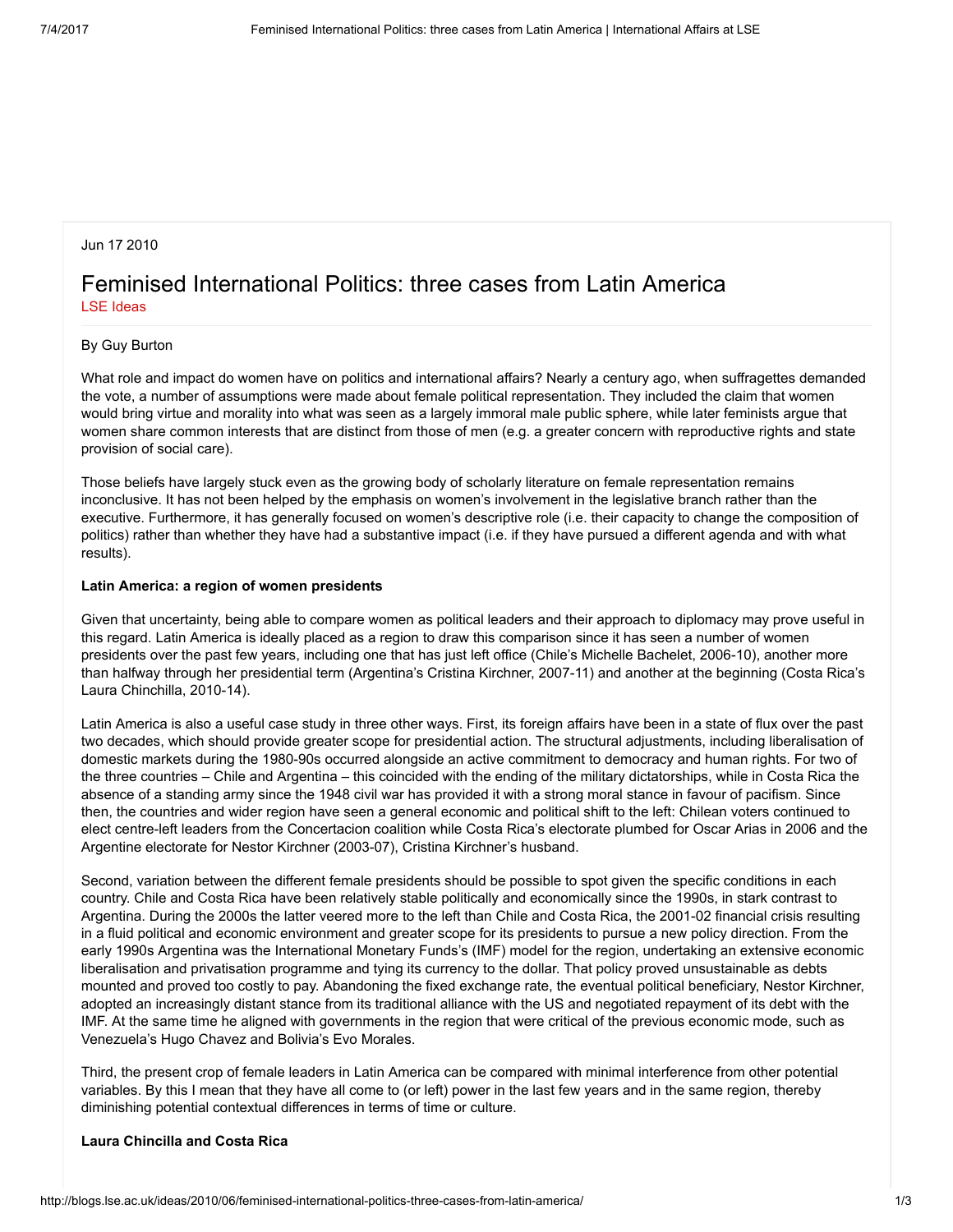Jun 17 2010

# Feminised International Politics: three cases from Latin America

LSE Ideas

By Guy Burton

What role and impact do women have on politics and international affairs? Nearly a century ago, when suffragettes demanded the vote, a number of assumptions were made about female political representation. They included the claim that women would bring virtue and morality into what was seen as a largely immoral male public sphere, while later feminists argue that women share common interests that are distinct from those of men (e.g. a greater concern with reproductive rights and state provision of social care).

Those beliefs have largely stuck even as the growing body of scholarly literature on female representation remains inconclusive. It has not been helped by the emphasis on women's involvement in the legislative branch rather than the executive. Furthermore, it has generally focused on women's descriptive role (i.e. their capacity to change the composition of politics) rather than whether they have had a substantive impact (i.e. if they have pursued a different agenda and with what results).

**Latin America: a region of women presidents**

Given that uncertainty, being able to compare women as political leaders and their approach to diplomacy may prove useful in this regard. Latin America is ideally placed as a region to draw this comparison since it has seen a number of women presidents over the past few years, including one that has just left office (Chile's Michelle Bachelet, 2006-10), another more than halfway through her presidential term (Argentina's Cristina Kirchner, 2007-11) and another at the beginning (Costa Rica's Laura Chinchilla, 2010-14).

Latin America is also a useful case study in three other ways. First, its foreign affairs have been in a state of flux over the past two decades, which should provide greater scope for presidential action. The structural adjustments, including liberalisation of domestic markets during the 1980-90s occurred alongside an active commitment to democracy and human rights. For two of the three countries – Chile and Argentina – this coincided with the ending of the military dictatorships, while in Costa Rica the absence of a standing army since the 1948 civil war has provided it with a strong moral stance in favour of pacifism. Since then, the countries and wider region have seen a general economic and political shift to the left: Chilean voters continued to elect centre-left leaders from the Concertacion coalition while Costa Rica's electorate plumbed for Oscar Arias in 2006 and the Argentine electorate for Nestor Kirchner (2003-07), Cristina Kirchner's husband.

Second, variation between the different female presidents should be possible to spot given the specific conditions in each country. Chile and Costa Rica have been relatively stable politically and economically since the 1990s, in stark contrast to Argentina. During the 2000s the latter veered more to the left than Chile and Costa Rica, the 2001-02 financial crisis resulting in a fluid political and economic environment and greater scope for its presidents to pursue a new policy direction. From the early 1990s Argentina was the International Monetary Funds's (IMF) model for the region, undertaking an extensive economic liberalisation and privatisation programme and tying its currency to the dollar. That policy proved unsustainable as debts mounted and proved too costly to pay. Abandoning the fixed exchange rate, the eventual political beneficiary, Nestor Kirchner, adopted an increasingly distant stance from its traditional alliance with the US and negotiated repayment of its debt with the IMF. At the same time he aligned with governments in the region that were critical of the previous economic mode, such as Venezuela's Hugo Chavez and Bolivia's Evo Morales.

Third, the present crop of female leaders in Latin America can be compared with minimal interference from other potential variables. By this I mean that they have all come to (or left) power in the last few years and in the same region, thereby diminishing potential contextual differences in terms of time or culture.

**Laura Chincilla and Costa Rica**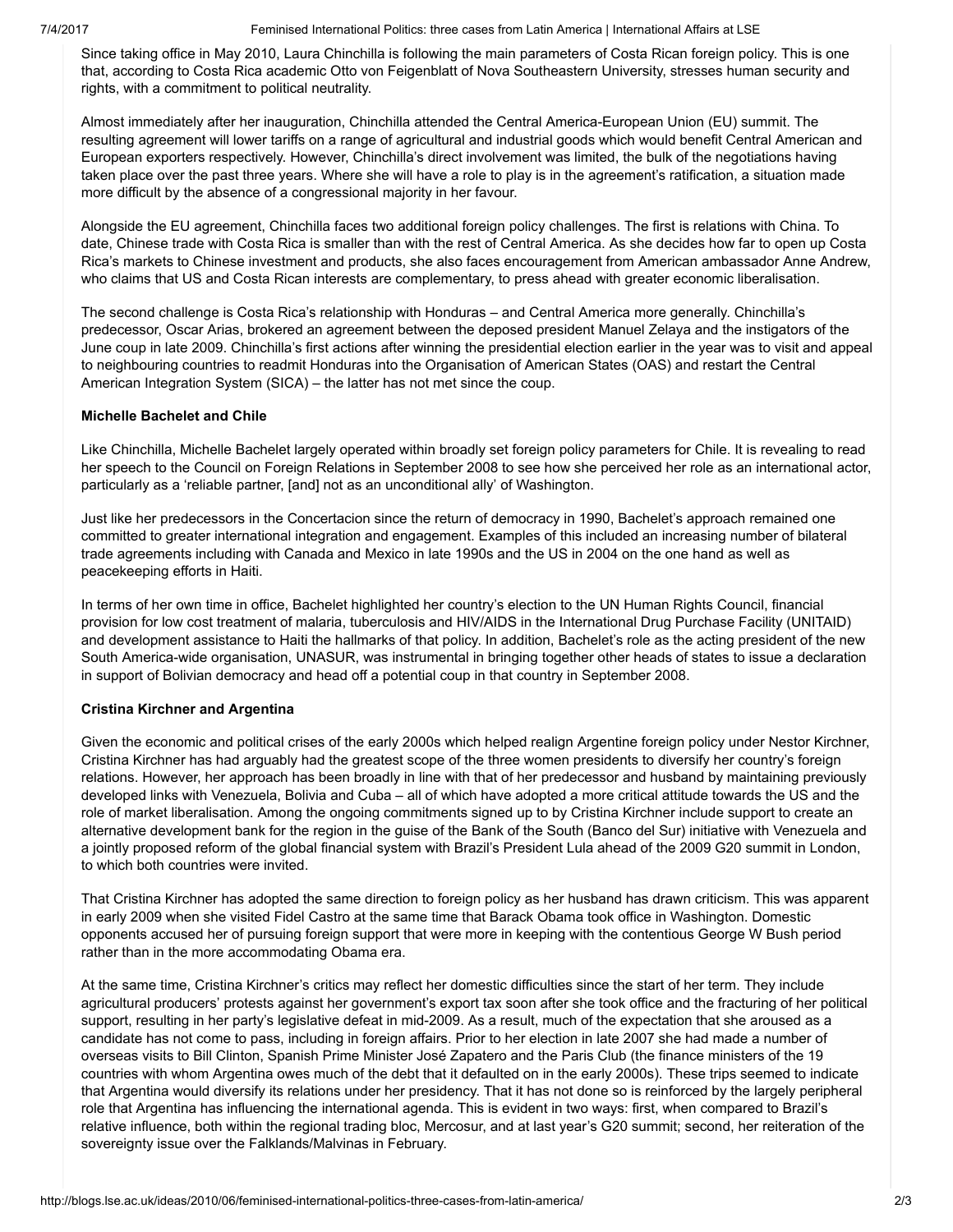Since taking office in May 2010, Laura Chinchilla is following the main parameters of Costa Rican foreign policy. This is one that, according to Costa Rica academic Otto von Feigenblatt of Nova Southeastern University, stresses human security and rights, with a commitment to political neutrality.

Almost immediately after her inauguration, Chinchilla attended the Central America-European Union (EU) summit. The resulting agreement will lower tariffs on a range of agricultural and industrial goods which would benefit Central American and European exporters respectively. However, Chinchilla's direct involvement was limited, the bulk of the negotiations having taken place over the past three years. Where she will have a role to play is in the agreement's ratification, a situation made more difficult by the absence of a congressional majority in her favour.

Alongside the EU agreement, Chinchilla faces two additional foreign policy challenges. The first is relations with China. To date, Chinese trade with Costa Rica is smaller than with the rest of Central America. As she decides how far to open up Costa Rica's markets to Chinese investment and products, she also faces encouragement from American ambassador Anne Andrew, who claims that US and Costa Rican interests are complementary, to press ahead with greater economic liberalisation.

The second challenge is Costa Rica's relationship with Honduras – and Central America more generally. Chinchilla's predecessor, Oscar Arias, brokered an agreement between the deposed president Manuel Zelaya and the instigators of the June coup in late 2009. Chinchilla's first actions after winning the presidential election earlier in the year was to visit and appeal to neighbouring countries to readmit Honduras into the Organisation of American States (OAS) and restart the Central American Integration System (SICA) – the latter has not met since the coup.

**Michelle Bachelet and Chile**

Like Chinchilla, Michelle Bachelet largely operated within broadly set foreign policy parameters for Chile. It is revealing to read her speech to the Council on Foreign Relations in September 2008 to see how she perceived her role as an international actor, particularly as a 'reliable partner, [and] not as an unconditional ally' of Washington.

Just like her predecessors in the Concertacion since the return of democracy in 1990, Bachelet's approach remained one committed to greater international integration and engagement. Examples of this included an increasing number of bilateral trade agreements including with Canada and Mexico in late 1990s and the US in 2004 on the one hand as well as peacekeeping efforts in Haiti.

In terms of her own time in office, Bachelet highlighted her country's election to the UN Human Rights Council, financial provision for low cost treatment of malaria, tuberculosis and HIV/AIDS in the International Drug Purchase Facility (UNITAID) and development assistance to Haiti the hallmarks of that policy. In addition, Bachelet's role as the acting president of the new South America-wide organisation, UNASUR, was instrumental in bringing together other heads of states to issue a declaration in support of Bolivian democracy and head off a potential coup in that country in September 2008.

**Cristina Kirchner and Argentina**

Given the economic and political crises of the early 2000s which helped realign Argentine foreign policy under Nestor Kirchner, Cristina Kirchner has had arguably had the greatest scope of the three women presidents to diversify her country's foreign relations. However, her approach has been broadly in line with that of her predecessor and husband by maintaining previously developed links with Venezuela, Bolivia and Cuba – all of which have adopted a more critical attitude towards the US and the role of market liberalisation. Among the ongoing commitments signed up to by Cristina Kirchner include support to create an alternative development bank for the region in the guise of the Bank of the South (Banco del Sur) initiative with Venezuela and a jointly proposed reform of the global financial system with Brazil's President Lula ahead of the 2009 G20 summit in London, to which both countries were invited.

That Cristina Kirchner has adopted the same direction to foreign policy as her husband has drawn criticism. This was apparent in early 2009 when she visited Fidel Castro at the same time that Barack Obama took office in Washington. Domestic opponents accused her of pursuing foreign support that were more in keeping with the contentious George W Bush period rather than in the more accommodating Obama era.

At the same time, Cristina Kirchner's critics may reflect her domestic difficulties since the start of her term. They include agricultural producers' protests against her government's export tax soon after she took office and the fracturing of her political support, resulting in her party's legislative defeat in mid-2009. As a result, much of the expectation that she aroused as a candidate has not come to pass, including in foreign affairs. Prior to her election in late 2007 she had made a number of overseas visits to Bill Clinton, Spanish Prime Minister José Zapatero and the Paris Club (the finance ministers of the 19 countries with whom Argentina owes much of the debt that it defaulted on in the early 2000s). These trips seemed to indicate that Argentina would diversify its relations under her presidency. That it has not done so is reinforced by the largely peripheral role that Argentina has influencing the international agenda. This is evident in two ways: first, when compared to Brazil's relative influence, both within the regional trading bloc, Mercosur, and at last year's G20 summit; second, her reiteration of the sovereignty issue over the Falklands/Malvinas in February.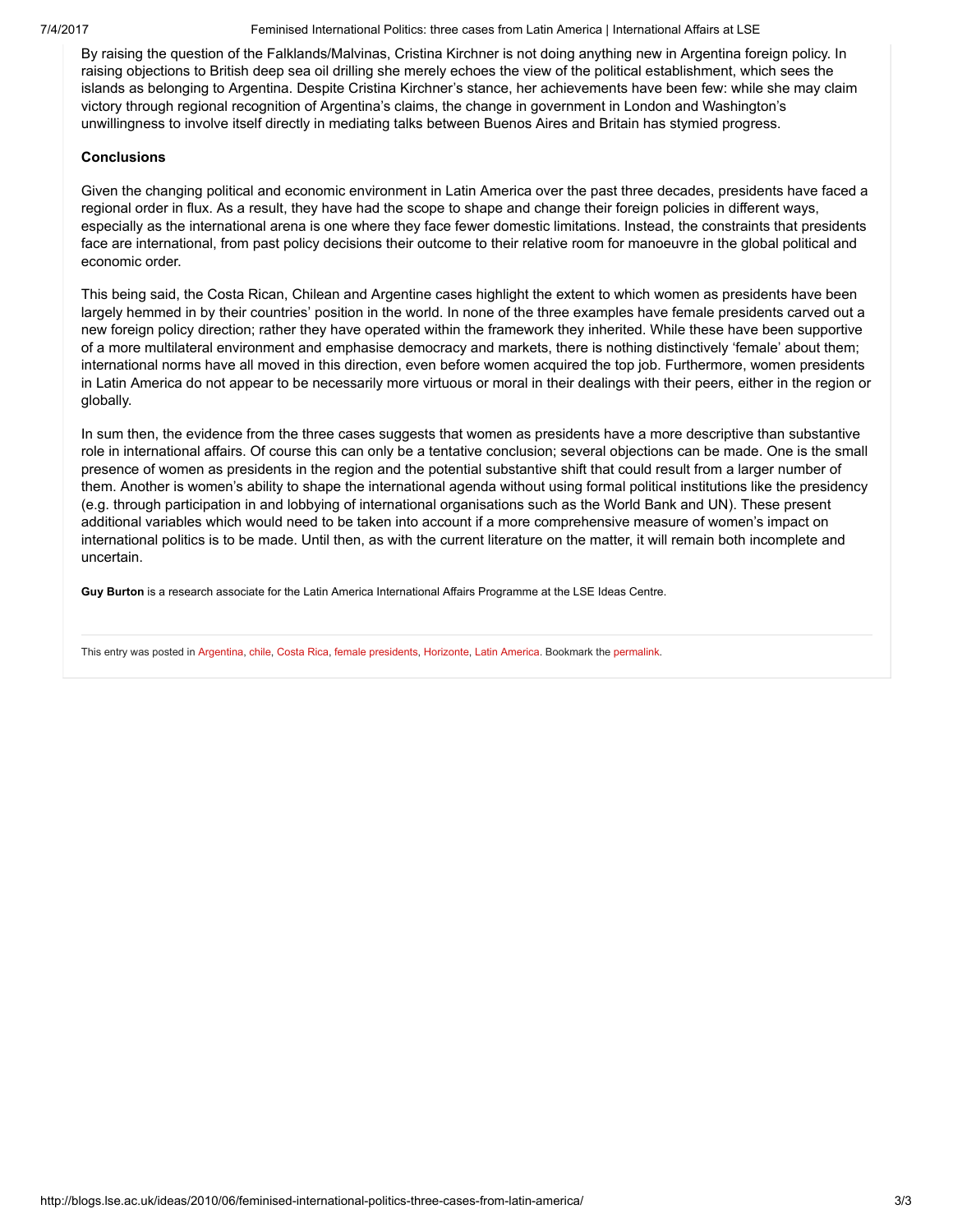By raising the question of the Falklands/Malvinas, Cristina Kirchner is not doing anything new in Argentina foreign policy. In raising objections to British deep sea oil drilling she merely echoes the view of the political establishment, which sees the islands as belonging to Argentina. Despite Cristina Kirchner's stance, her achievements have been few: while she may claim victory through regional recognition of Argentina's claims, the change in government in London and Washington's unwillingness to involve itself directly in mediating talks between Buenos Aires and Britain has stymied progress.

**Conclusions**

Given the changing political and economic environment in Latin America over the past three decades, presidents have faced a regional order in flux. As a result, they have had the scope to shape and change their foreign policies in different ways, especially as the international arena is one where they face fewer domestic limitations. Instead, the constraints that presidents face are international, from past policy decisions their outcome to their relative room for manoeuvre in the global political and economic order.

This being said, the Costa Rican, Chilean and Argentine cases highlight the extent to which women as presidents have been largely hemmed in by their countries' position in the world. In none of the three examples have female presidents carved out a new foreign policy direction; rather they have operated within the framework they inherited. While these have been supportive of a more multilateral environment and emphasise democracy and markets, there is nothing distinctively 'female' about them; international norms have all moved in this direction, even before women acquired the top job. Furthermore, women presidents in Latin America do not appear to be necessarily more virtuous or moral in their dealings with their peers, either in the region or globally.

In sum then, the evidence from the three cases suggests that women as presidents have a more descriptive than substantive role in international affairs. Of course this can only be a tentative conclusion; several objections can be made. One is the small presence of women as presidents in the region and the potential substantive shift that could result from a larger number of them. Another is women's ability to shape the international agenda without using formal political institutions like the presidency (e.g. through participation in and lobbying of international organisations such as the World Bank and UN). These present additional variables which would need to be taken into account if a more comprehensive measure of women's impact on international politics is to be made. Until then, as with the current literature on the matter, it will remain both incomplete and uncertain.

**Guy Burton** is a research associate for the Latin America International Affairs Programme at the LSE Ideas Centre.

This entry was posted in Argentina, chile, Costa Rica, female presidents, Horizonte, Latin America. Bookmark the permalink.